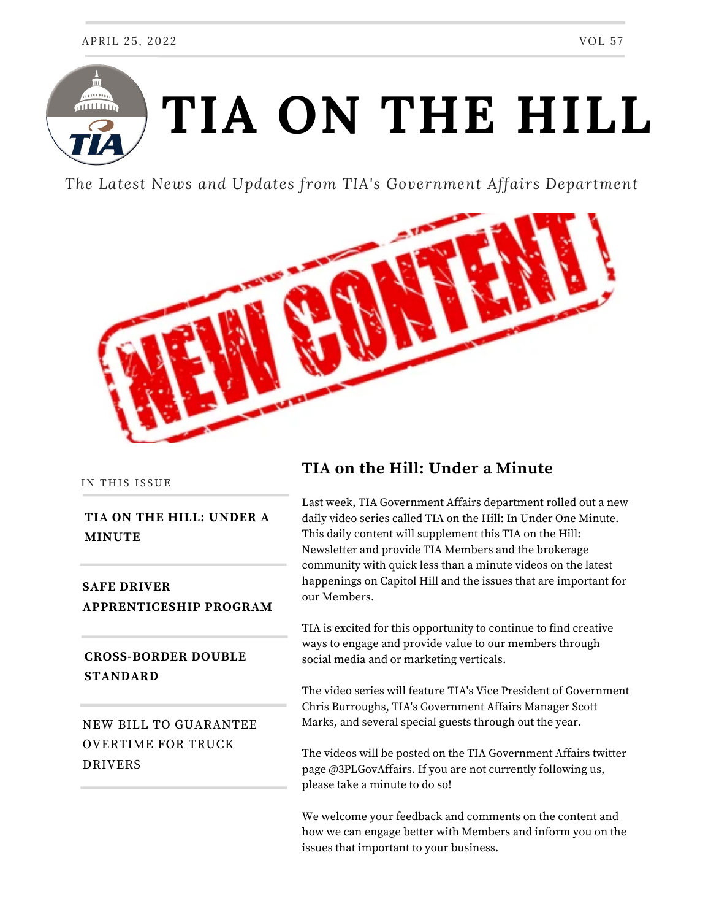APRIL 25, 2022 VOL 57

# TIA ON THE HILL

*The Latest News and Updates from TIA's Government Affairs Department*

IN THIS ISSUE

- **TIA ON THE HILL: UNDER A MINUTE**
- **SAFE DRIVER APPRENTICESHIP PROGRAM**
- **CROSS-BORDER DOUBLE STANDARD**
- NEW BILL TO GUARANTEE OVERTIME FOR TRUCK DRIVERS

## TIA on the Hill: Under a Minute

Last week, TIA Government Affairs department rolled out a new daily video series called TIA on the Hill: In Under One Minute. This daily content will supplement this TIA on the Hill: Newsletter and provide TIA Members and the brokerage community with quick less than a minute videos on the latest happenings on Capitol Hill and the issues that are important for our Members.

TIA is excited for this opportunity to continue to find creative ways to engage and provide value to our members through social media and or marketing verticals.

The video series will feature TIA's Vice President of Government Chris Burroughs, TIA's Government Affairs Manager Scott Marks, and several special guests through out the year.

The videos will be posted on the TIA Government Affairs twitter page @3PLGovAffairs. If you are not currently following us, please take a minute to do so!

We welcome your feedback and comments on the content and how we can engage better with Members and inform you on the issues that important to your business.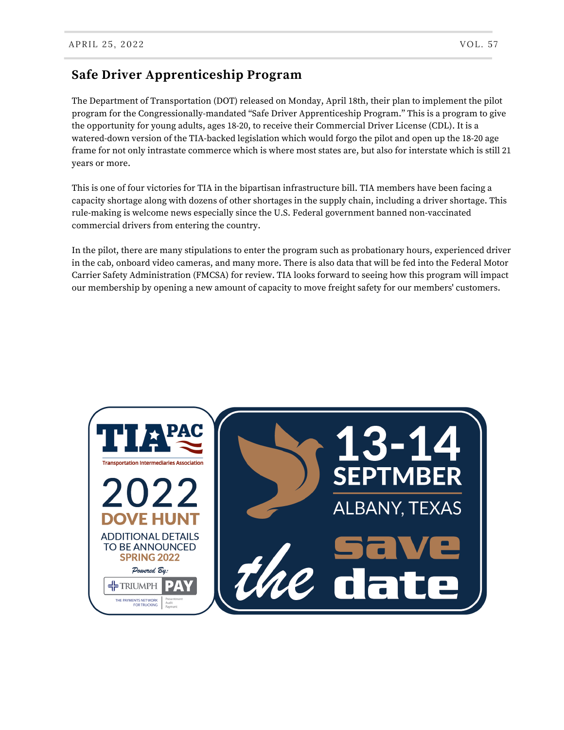## Safe Driver Apprenticeship Program

The Department of Transportation (DOT) released on Monday, April 18th, their plan to implement the pilot program for the Congressionally-mandated "Safe Driver Apprenticeship Program." This is a program to give the opportunity for young adults, ages 18-20, to receive their Commercial Driver License (CDL). It is a watered-down version of the TIA-backed legislation which would forgo the pilot and open up the 18-20 age frame for not only intrastate commerce which is where most states are, but also for interstate which is still 21 years or more.

This is one of four victories for TIA in the bipartisan infrastructure bill. TIA members have been facing a capacity shortage along with dozens of other shortages in the supply chain, including a driver shortage. This rule-making is welcome news especially since the U.S. Federal government banned non-vaccinated commercial drivers from entering the country.

In the pilot, there are many stipulations to enter the program such as probationary hours, experienced driver in the cab, onboard video cameras, and many more. There is also data that will be fed into the Federal Motor Carrier Safety Administration (FMCSA) for review. TIA looks forward to seeing how this program will impact our membership by opening a new amount of capacity to move freight safety for our members' customers.

TIA PAC

Transportation Intermediaries Association

2022 DOVE HUNT

ADDITIONAL DETAILS TO BE ANNOUNCED SPRING 2022

Powered By: TRIUMPH PAY

13-14 SEPTMBER

ALBANY, TEXAS

save the date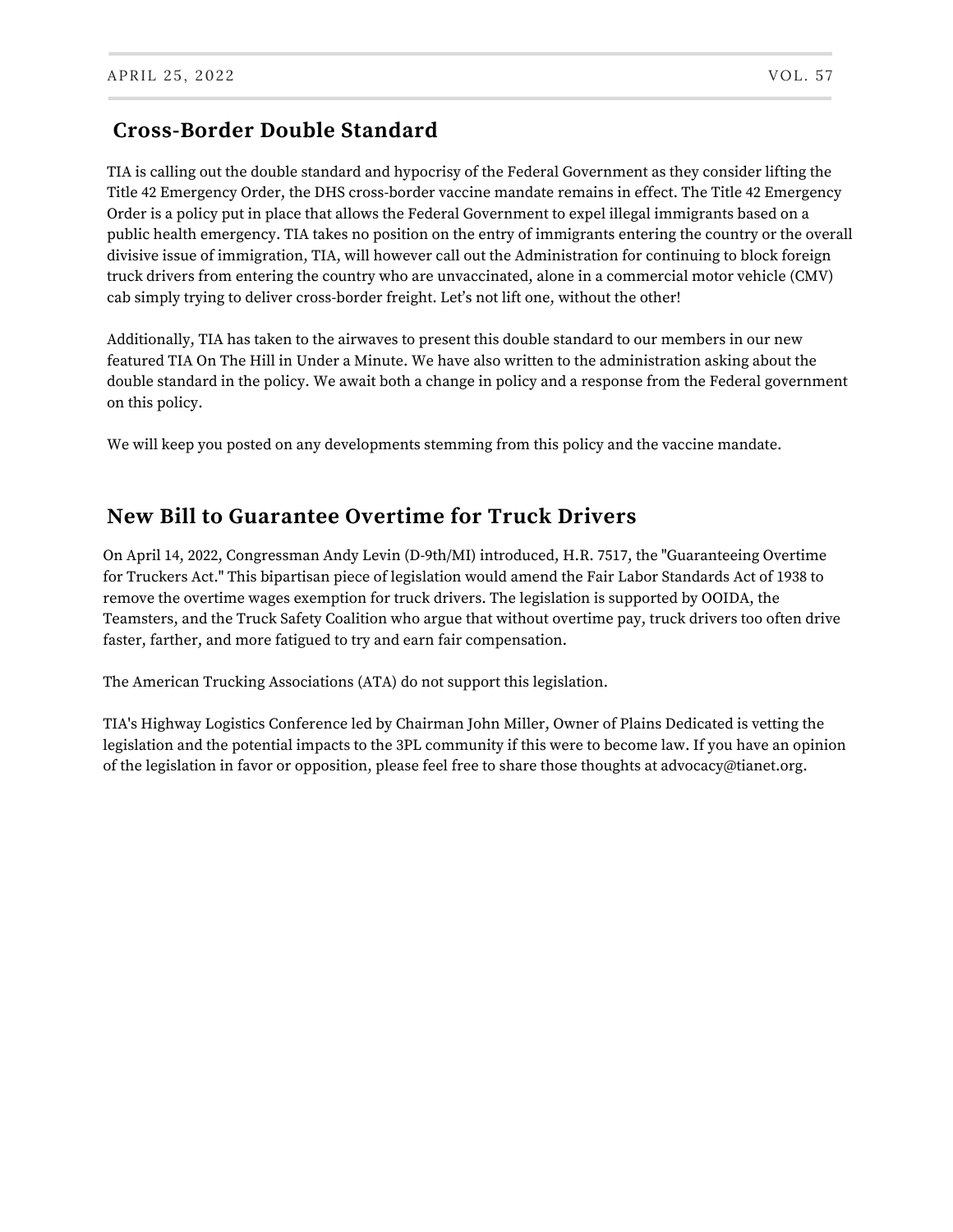## Cross-Border Double Standard

TIA is calling out the double standard and hypocrisy of the Federal Government as they consider lifting the Title 42 Emergency Order, the DHS cross-border vaccine mandate remains in effect. The Title 42 Emergency Order is a policy put in place that allows the Federal Government to expel illegal immigrants based on a public health emergency. TIA takes no position on the entry of immigrants entering the country or the overall divisive issue of immigration, TIA, will however call out the Administration for continuing to block foreign truck drivers from entering the country who are unvaccinated, alone in a commercial motor vehicle (CMV) cab simply trying to deliver cross-border freight. Let's not lift one, without the other!

Additionally, TIA has taken to the airwaves to present this double standard to our members in our new featured TIA On The Hill in Under a Minute. We have also written to the administration asking about the double standard in the policy. We await both a change in policy and a response from the Federal government on this policy.

We will keep you posted on any developments stemming from this policy and the vaccine mandate.

## New Bill to Guarantee Overtime for Truck Drivers

On April 14, 2022, Congressman Andy Levin (D-9th/MI) introduced, H.R. 7517, the "Guaranteeing Overtime for Truckers Act." This bipartisan piece of legislation would amend the Fair Labor Standards Act of 1938 to remove the overtime wages exemption for truck drivers. The legislation is supported by OOIDA, the Teamsters, and the Truck Safety Coalition who argue that without overtime pay, truck drivers too often drive faster, farther, and more fatigued to try and earn fair compensation.

The American Trucking Associations (ATA) do not support this legislation.

TIA's Highway Logistics Conference led by Chairman John Miller, Owner of Plains Dedicated is vetting the legislation and the potential impacts to the 3PL community if this were to become law. If you have an opinion of the legislation in favor or opposition, please feel free to share those thoughts at advocacy@tianet.org.